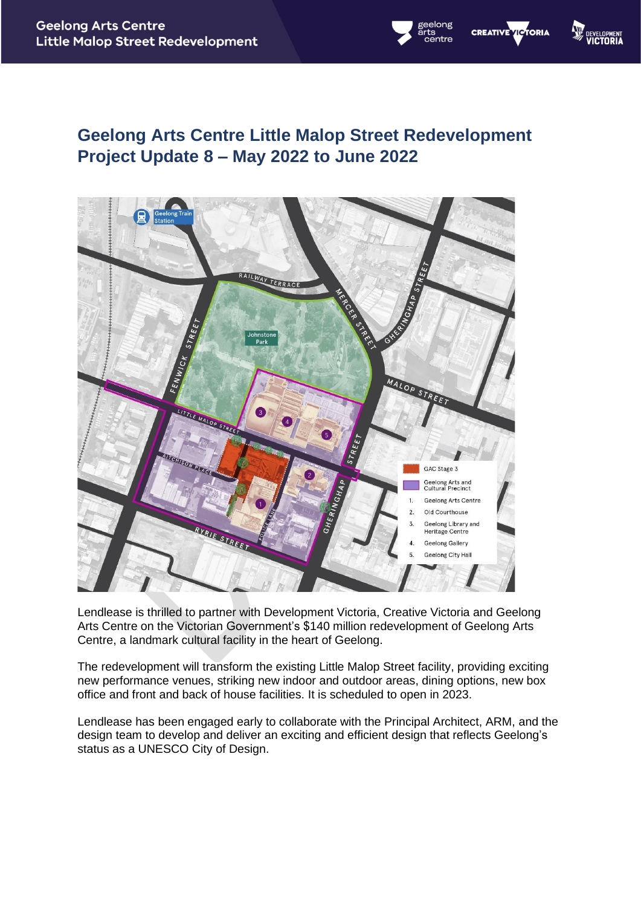# Geelong Arts Centre Little Malop Street Redevelopment Project Update 8 – May 2022 to June 2022

Lendlease is thrilled to partner with Development Victoria, Creative Victoria and Geelong Arts Centre on the Victorian Government's $140 million redevelopment of Geelong Arts Centre, a landmark cultural facility in the heart of Geelong.

The redevelopment will transform the existing Little Malop Street facility, providing exciting new performance venues, striking new indoor and outdoor areas, dining options, new box office and front and back of house facilities. It is scheduled to open in 2023.

Lendlease has been engaged early to collaborate with the Principal Architect, ARM, and the design team to develop and deliver an exciting and efficient design that reflects Geelong's status as a UNESCO City of Design.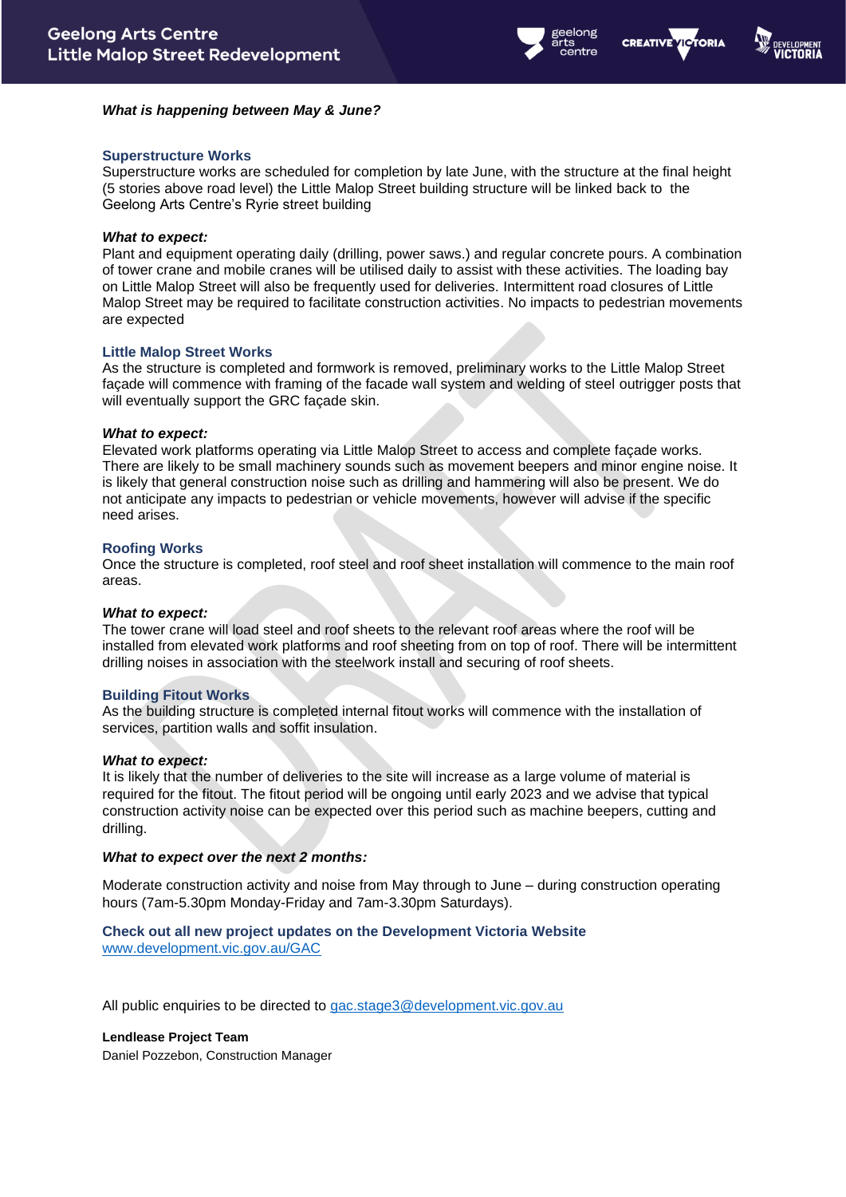***What is happening between May & June?***

### Superstructure Works

Superstructure works are scheduled for completion by late June, with the structure at the final height (5 stories above road level) the Little Malop Street building structure will be linked back to the Geelong Arts Centre's Ryrie street building

***What to expect:***

Plant and equipment operating daily (drilling, power saws.) and regular concrete pours. A combination of tower crane and mobile cranes will be utilised daily to assist with these activities. The loading bay on Little Malop Street will also be frequently used for deliveries. Intermittent road closures of Little Malop Street may be required to facilitate construction activities. No impacts to pedestrian movements are expected

### Little Malop Street Works

As the structure is completed and formwork is removed, preliminary works to the Little Malop Street façade will commence with framing of the facade wall system and welding of steel outrigger posts that will eventually support the GRC façade skin.

***What to expect:***

Elevated work platforms operating via Little Malop Street to access and complete façade works. There are likely to be small machinery sounds such as movement beepers and minor engine noise. It is likely that general construction noise such as drilling and hammering will also be present. We do not anticipate any impacts to pedestrian or vehicle movements, however will advise if the specific need arises.

### Roofing Works

Once the structure is completed, roof steel and roof sheet installation will commence to the main roof areas.

***What to expect:***

The tower crane will load steel and roof sheets to the relevant roof areas where the roof will be installed from elevated work platforms and roof sheeting from on top of roof. There will be intermittent drilling noises in association with the steelwork install and securing of roof sheets.

### Building Fitout Works

As the building structure is completed internal fitout works will commence with the installation of services, partition walls and soffit insulation.

***What to expect:***

It is likely that the number of deliveries to the site will increase as a large volume of material is required for the fitout. The fitout period will be ongoing until early 2023 and we advise that typical construction activity noise can be expected over this period such as machine beepers, cutting and drilling.

***What to expect over the next 2 months:***

Moderate construction activity and noise from May through to June – during construction operating hours (7am-5.30pm Monday-Friday and 7am-3.30pm Saturdays).

**Check out all new project updates on the Development Victoria Website**
[www.development.vic.gov.au/GAC](http://www.development.vic.gov.au/GAC)

All public enquiries to be directed to [gac.stage3@development.vic.gov.au](mailto:gac.stage3@development.vic.gov.au)

**Lendlease Project Team**
Daniel Pozzebon, Construction Manager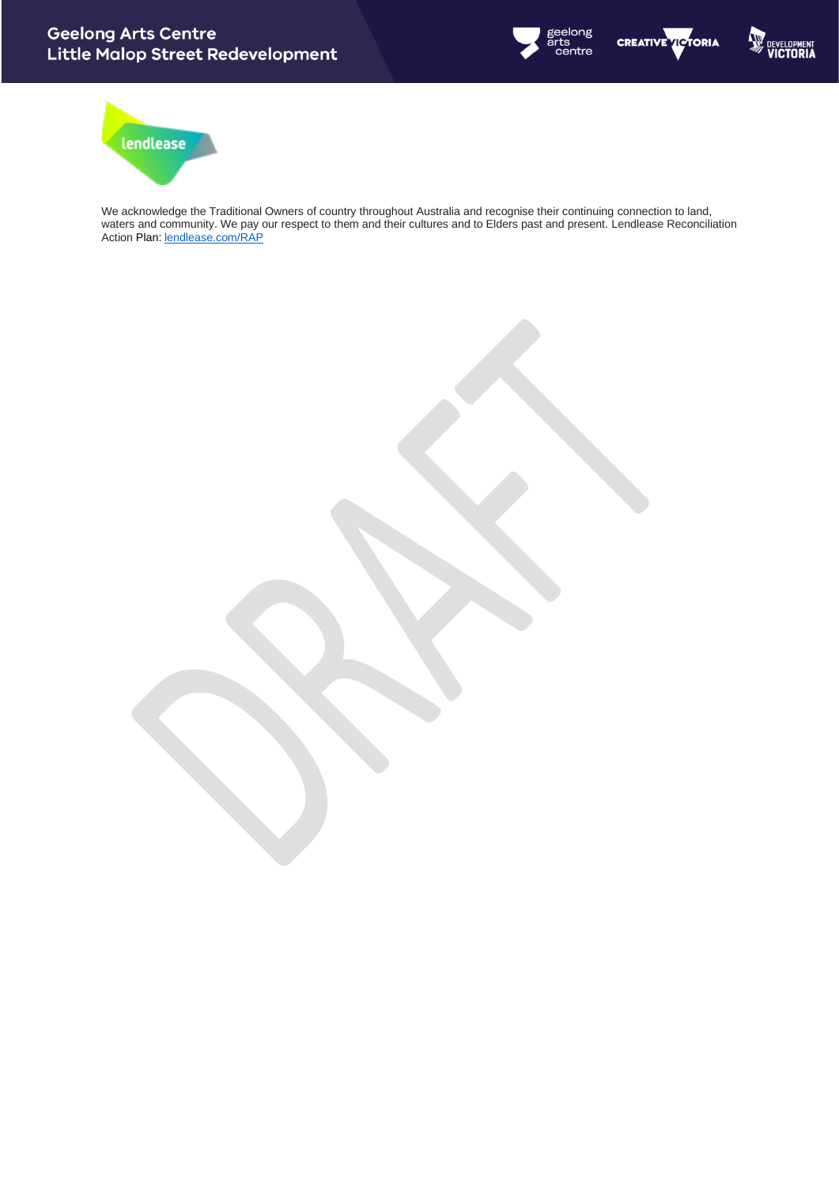We acknowledge the Traditional Owners of country throughout Australia and recognise their continuing connection to land, waters and community. We pay our respect to them and their cultures and to Elders past and present. Lendlease Reconciliation Action Plan: lendlease.com/RAP